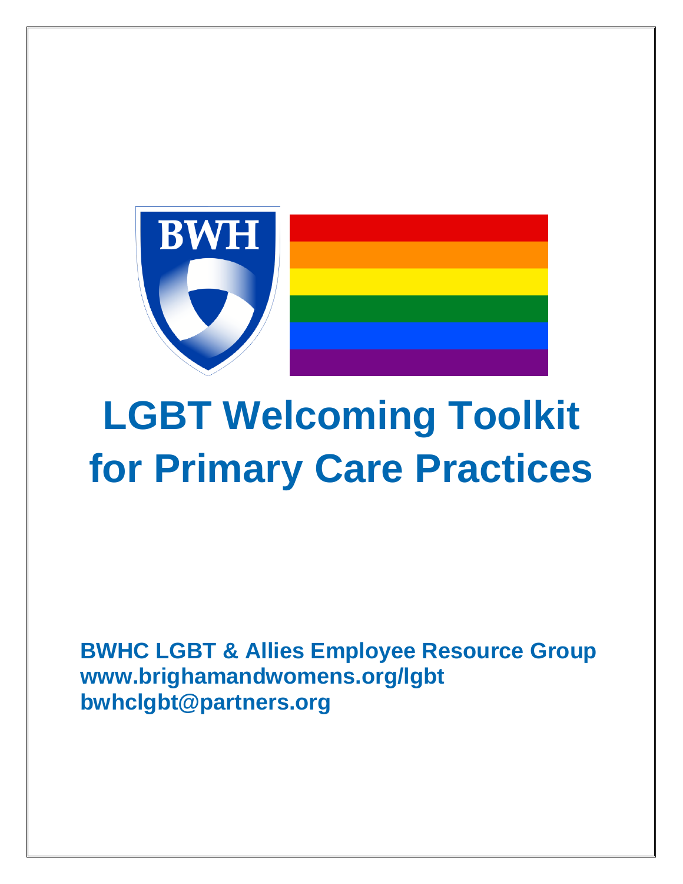# LGBT Welcoming Toolkit for Primary Care Practices

**BWHC LGBT & Allies Employee Resource Group**
**www.brighamandwomens.org/lgbt**
**bwhclgbt@partners.org**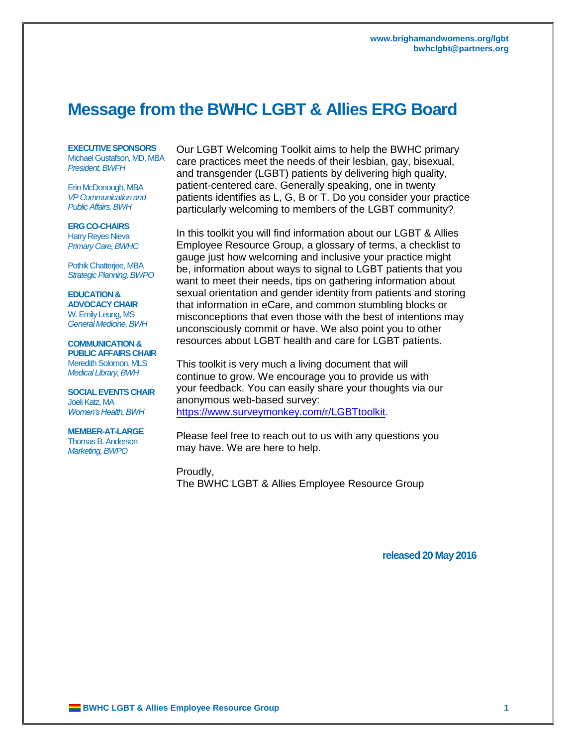www.brighamandwomens.org/lgbt
bwhclgbt@partners.org

# Message from the BWHC LGBT & Allies ERG Board

**EXECUTIVE SPONSORS**
Michael Gustafson, MD, MBA
*President, BWFH*

Erin McDonough, MBA
*VP Communication and Public Affairs, BWH*

**ERG CO-CHAIRS**
Harry Reyes Nieva
*Primary Care, BWHC*

Pothik Chatterjee, MBA
*Strategic Planning, BWPO*

**EDUCATION & ADVOCACY CHAIR**
W. Emily Leung, MS
*General Medicine, BWH*

**COMMUNICATION & PUBLIC AFFAIRS CHAIR**
Meredith Solomon, MLS
*Medical Library, BWH*

**SOCIAL EVENTS CHAIR**
Joeli Katz, MA
*Women's Health, BWH*

**MEMBER-AT-LARGE**
Thomas B. Anderson
*Marketing, BWPO*

Our LGBT Welcoming Toolkit aims to help the BWHC primary care practices meet the needs of their lesbian, gay, bisexual, and transgender (LGBT) patients by delivering high quality, patient-centered care. Generally speaking, one in twenty patients identifies as L, G, B or T. Do you consider your practice particularly welcoming to members of the LGBT community?

In this toolkit you will find information about our LGBT & Allies Employee Resource Group, a glossary of terms, a checklist to gauge just how welcoming and inclusive your practice might be, information about ways to signal to LGBT patients that you want to meet their needs, tips on gathering information about sexual orientation and gender identity from patients and storing that information in eCare, and common stumbling blocks or misconceptions that even those with the best of intentions may unconsciously commit or have. We also point you to other resources about LGBT health and care for LGBT patients.

This toolkit is very much a living document that will continue to grow. We encourage you to provide us with your feedback. You can easily share your thoughts via our anonymous web-based survey: https://www.surveymonkey.com/r/LGBTtoolkit.

Please feel free to reach out to us with any questions you may have. We are here to help.

Proudly,
The BWHC LGBT & Allies Employee Resource Group

**released 20 May 2016**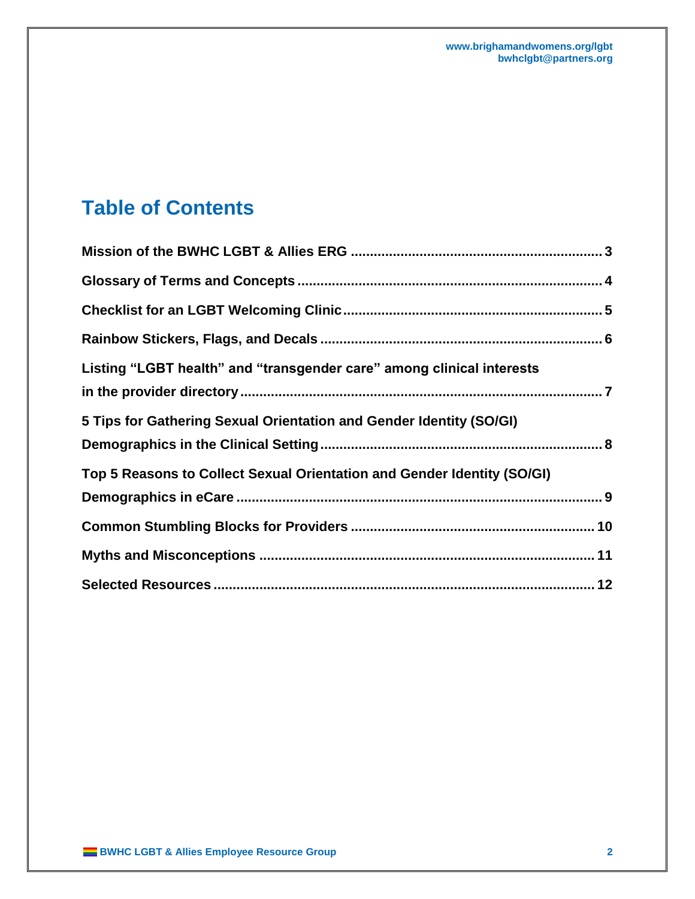# Table of Contents

**Mission of the BWHC LGBT & Allies ERG** ..... 3

**Glossary of Terms and Concepts** ..... 4

**Checklist for an LGBT Welcoming Clinic** ..... 5

**Rainbow Stickers, Flags, and Decals** ..... 6

**Listing "LGBT health" and "transgender care" among clinical interests in the provider directory** ..... 7

**5 Tips for Gathering Sexual Orientation and Gender Identity (SO/GI) Demographics in the Clinical Setting** ..... 8

**Top 5 Reasons to Collect Sexual Orientation and Gender Identity (SO/GI) Demographics in eCare** ..... 9

**Common Stumbling Blocks for Providers** ..... 10

**Myths and Misconceptions** ..... 11

**Selected Resources** ..... 12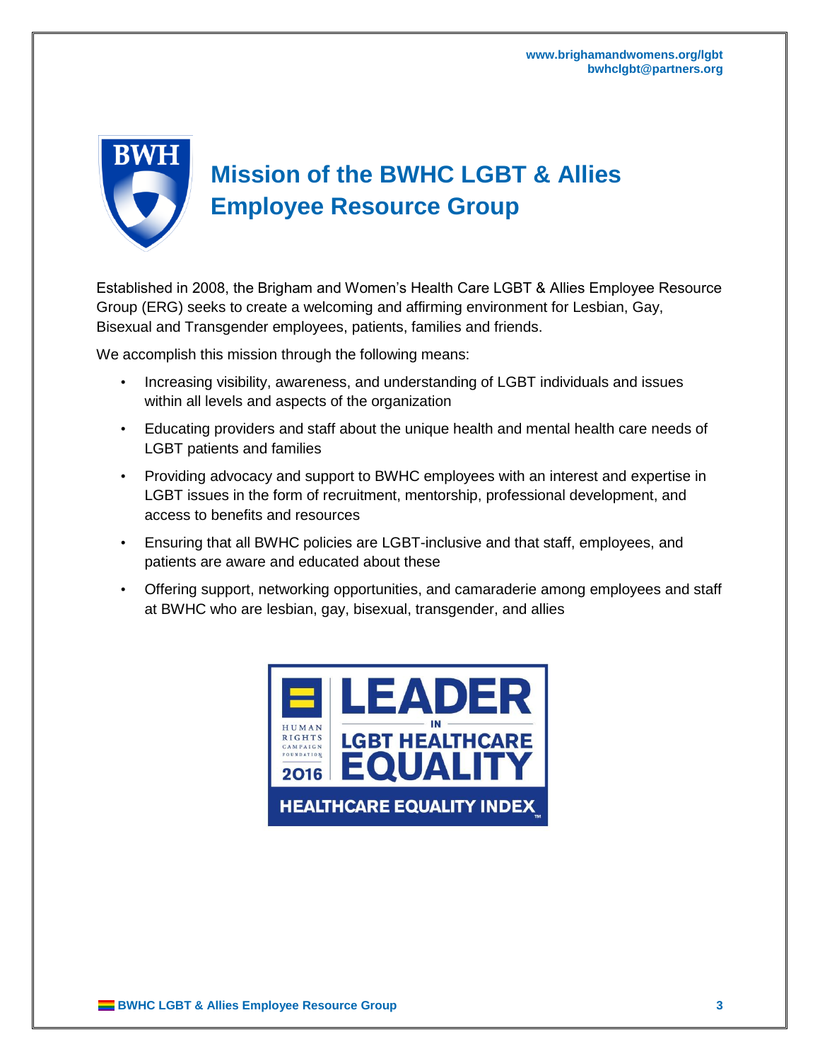www.brighamandwomens.org/lgbt
bwhclgbt@partners.org

# Mission of the BWHC LGBT & Allies Employee Resource Group

Established in 2008, the Brigham and Women's Health Care LGBT & Allies Employee Resource Group (ERG) seeks to create a welcoming and affirming environment for Lesbian, Gay, Bisexual and Transgender employees, patients, families and friends.

We accomplish this mission through the following means:

- Increasing visibility, awareness, and understanding of LGBT individuals and issues within all levels and aspects of the organization
- Educating providers and staff about the unique health and mental health care needs of LGBT patients and families
- Providing advocacy and support to BWHC employees with an interest and expertise in LGBT issues in the form of recruitment, mentorship, professional development, and access to benefits and resources
- Ensuring that all BWHC policies are LGBT-inclusive and that staff, employees, and patients are aware and educated about these
- Offering support, networking opportunities, and camaraderie among employees and staff at BWHC who are lesbian, gay, bisexual, transgender, and allies

HUMAN RIGHTS CAMPAIGN FOUNDATION 2016 — LEADER IN LGBT HEALTHCARE EQUALITY — HEALTHCARE EQUALITY INDEX™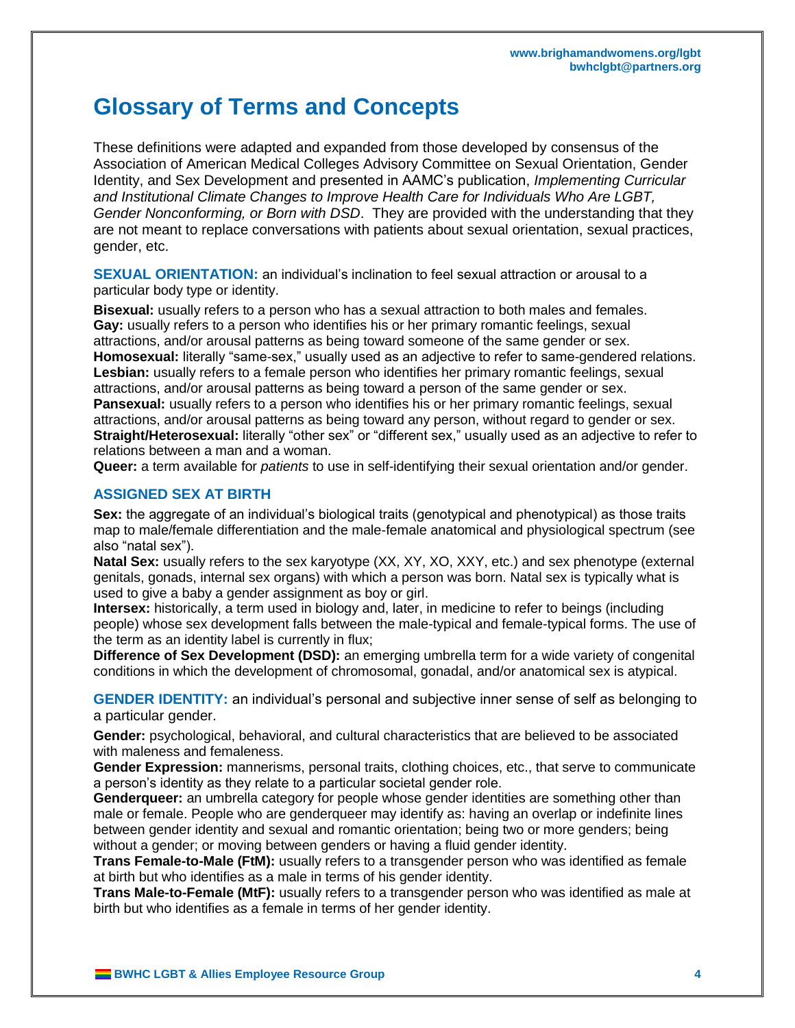# Glossary of Terms and Concepts

These definitions were adapted and expanded from those developed by consensus of the Association of American Medical Colleges Advisory Committee on Sexual Orientation, Gender Identity, and Sex Development and presented in AAMC's publication, *Implementing Curricular and Institutional Climate Changes to Improve Health Care for Individuals Who Are LGBT, Gender Nonconforming, or Born with DSD*. They are provided with the understanding that they are not meant to replace conversations with patients about sexual orientation, sexual practices, gender, etc.

## SEXUAL ORIENTATION: an individual's inclination to feel sexual attraction or arousal to a particular body type or identity.

**Bisexual:** usually refers to a person who has a sexual attraction to both males and females.
**Gay:** usually refers to a person who identifies his or her primary romantic feelings, sexual attractions, and/or arousal patterns as being toward someone of the same gender or sex.
**Homosexual:** literally "same-sex," usually used as an adjective to refer to same-gendered relations.
**Lesbian:** usually refers to a female person who identifies her primary romantic feelings, sexual attractions, and/or arousal patterns as being toward a person of the same gender or sex.
**Pansexual:** usually refers to a person who identifies his or her primary romantic feelings, sexual attractions, and/or arousal patterns as being toward any person, without regard to gender or sex.
**Straight/Heterosexual:** literally "other sex" or "different sex," usually used as an adjective to refer to relations between a man and a woman.
**Queer:** a term available for *patients* to use in self-identifying their sexual orientation and/or gender.

## ASSIGNED SEX AT BIRTH

**Sex:** the aggregate of an individual's biological traits (genotypical and phenotypical) as those traits map to male/female differentiation and the male-female anatomical and physiological spectrum (see also "natal sex").
**Natal Sex:** usually refers to the sex karyotype (XX, XY, XO, XXY, etc.) and sex phenotype (external genitals, gonads, internal sex organs) with which a person was born. Natal sex is typically what is used to give a baby a gender assignment as boy or girl.
**Intersex:** historically, a term used in biology and, later, in medicine to refer to beings (including people) whose sex development falls between the male-typical and female-typical forms. The use of the term as an identity label is currently in flux;
**Difference of Sex Development (DSD):** an emerging umbrella term for a wide variety of congenital conditions in which the development of chromosomal, gonadal, and/or anatomical sex is atypical.

## GENDER IDENTITY: an individual's personal and subjective inner sense of self as belonging to a particular gender.

**Gender:** psychological, behavioral, and cultural characteristics that are believed to be associated with maleness and femaleness.
**Gender Expression:** mannerisms, personal traits, clothing choices, etc., that serve to communicate a person's identity as they relate to a particular societal gender role.
**Genderqueer:** an umbrella category for people whose gender identities are something other than male or female. People who are genderqueer may identify as: having an overlap or indefinite lines between gender identity and sexual and romantic orientation; being two or more genders; being without a gender; or moving between genders or having a fluid gender identity.
**Trans Female-to-Male (FtM):** usually refers to a transgender person who was identified as female at birth but who identifies as a male in terms of his gender identity.
**Trans Male-to-Female (MtF):** usually refers to a transgender person who was identified as male at birth but who identifies as a female in terms of her gender identity.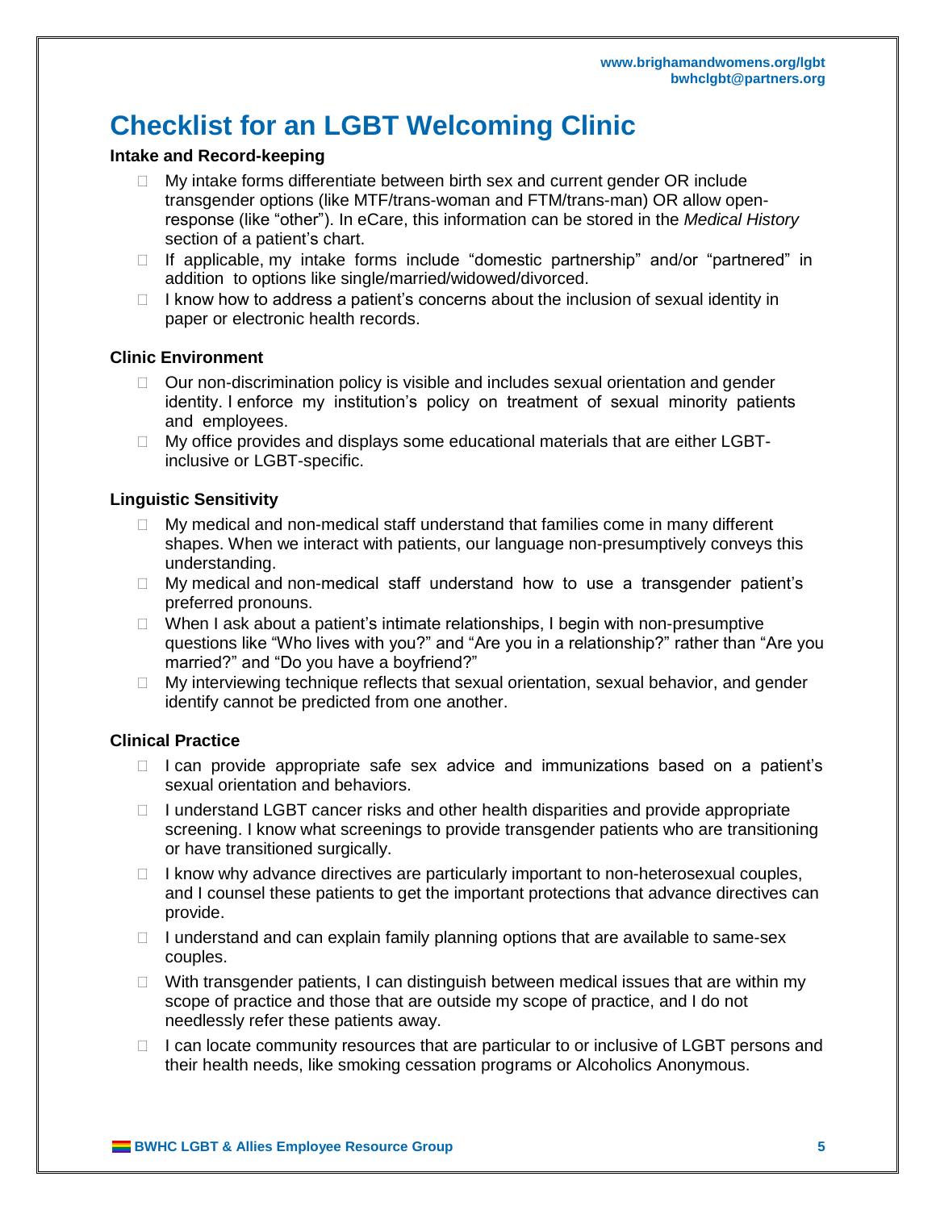# Checklist for an LGBT Welcoming Clinic

### Intake and Record-keeping

- My intake forms differentiate between birth sex and current gender OR include transgender options (like MTF/trans-woman and FTM/trans-man) OR allow open-response (like "other"). In eCare, this information can be stored in the *Medical History* section of a patient's chart.
- If applicable, my intake forms include "domestic partnership" and/or "partnered" in addition to options like single/married/widowed/divorced.
- I know how to address a patient's concerns about the inclusion of sexual identity in paper or electronic health records.

### Clinic Environment

- Our non-discrimination policy is visible and includes sexual orientation and gender identity. I enforce my institution's policy on treatment of sexual minority patients and employees.
- My office provides and displays some educational materials that are either LGBT-inclusive or LGBT-specific.

### Linguistic Sensitivity

- My medical and non-medical staff understand that families come in many different shapes. When we interact with patients, our language non-presumptively conveys this understanding.
- My medical and non-medical staff understand how to use a transgender patient's preferred pronouns.
- When I ask about a patient's intimate relationships, I begin with non-presumptive questions like "Who lives with you?" and "Are you in a relationship?" rather than "Are you married?" and "Do you have a boyfriend?"
- My interviewing technique reflects that sexual orientation, sexual behavior, and gender identify cannot be predicted from one another.

### Clinical Practice

- I can provide appropriate safe sex advice and immunizations based on a patient's sexual orientation and behaviors.
- I understand LGBT cancer risks and other health disparities and provide appropriate screening. I know what screenings to provide transgender patients who are transitioning or have transitioned surgically.
- I know why advance directives are particularly important to non-heterosexual couples, and I counsel these patients to get the important protections that advance directives can provide.
- I understand and can explain family planning options that are available to same-sex couples.
- With transgender patients, I can distinguish between medical issues that are within my scope of practice and those that are outside my scope of practice, and I do not needlessly refer these patients away.
- I can locate community resources that are particular to or inclusive of LGBT persons and their health needs, like smoking cessation programs or Alcoholics Anonymous.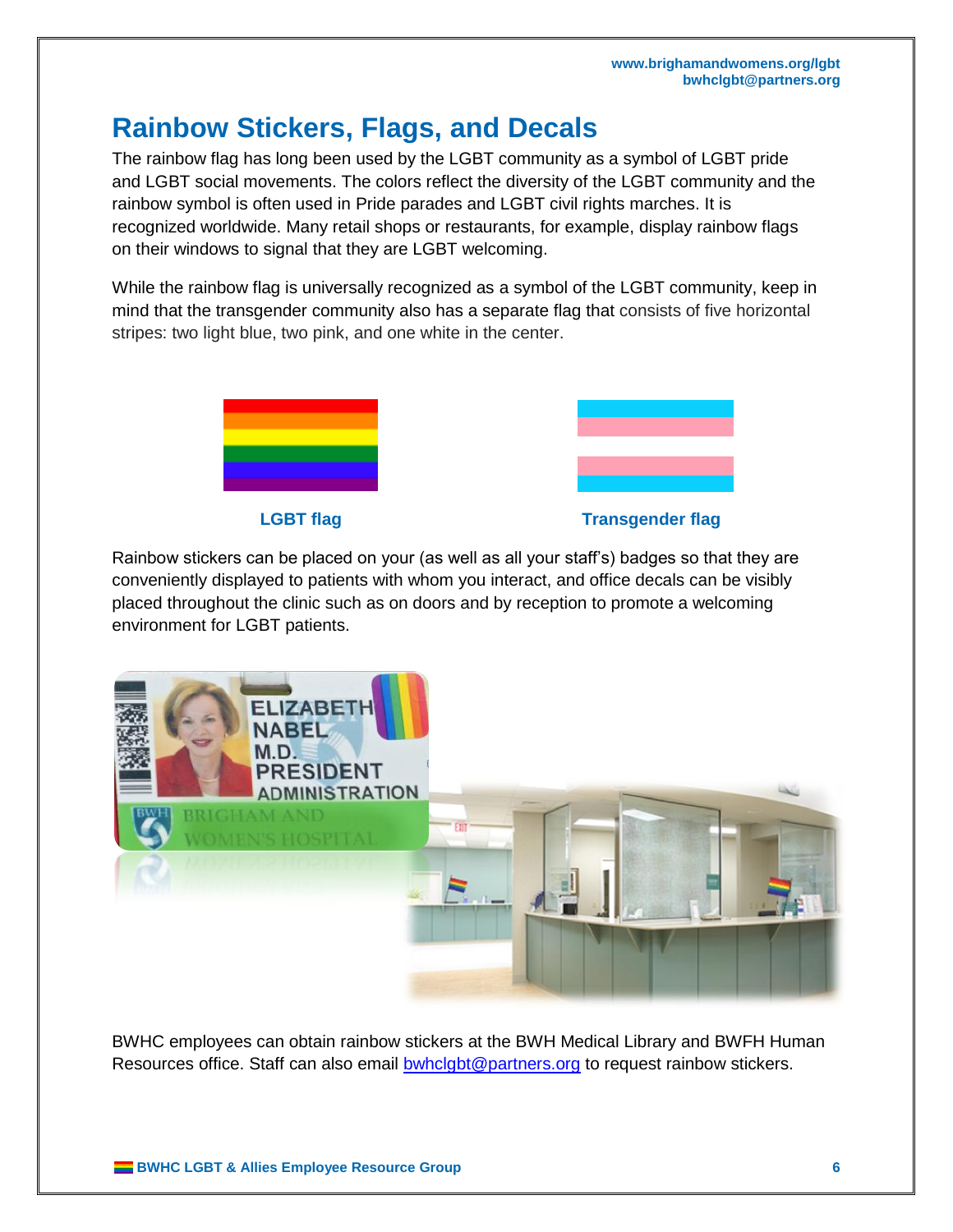# Rainbow Stickers, Flags, and Decals

The rainbow flag has long been used by the LGBT community as a symbol of LGBT pride and LGBT social movements. The colors reflect the diversity of the LGBT community and the rainbow symbol is often used in Pride parades and LGBT civil rights marches. It is recognized worldwide. Many retail shops or restaurants, for example, display rainbow flags on their windows to signal that they are LGBT welcoming.

While the rainbow flag is universally recognized as a symbol of the LGBT community, keep in mind that the transgender community also has a separate flag that consists of five horizontal stripes: two light blue, two pink, and one white in the center.

LGBT flag

Transgender flag

Rainbow stickers can be placed on your (as well as all your staff's) badges so that they are conveniently displayed to patients with whom you interact, and office decals can be visibly placed throughout the clinic such as on doors and by reception to promote a welcoming environment for LGBT patients.

BWHC employees can obtain rainbow stickers at the BWH Medical Library and BWFH Human Resources office. Staff can also email bwhclgbt@partners.org to request rainbow stickers.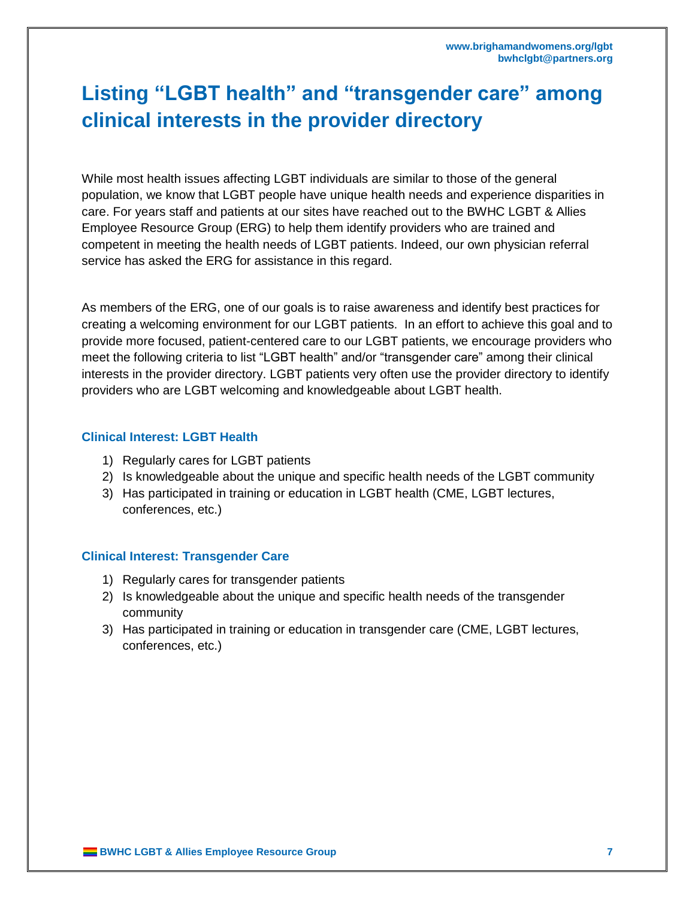# Listing "LGBT health" and "transgender care" among clinical interests in the provider directory

While most health issues affecting LGBT individuals are similar to those of the general population, we know that LGBT people have unique health needs and experience disparities in care. For years staff and patients at our sites have reached out to the BWHC LGBT & Allies Employee Resource Group (ERG) to help them identify providers who are trained and competent in meeting the health needs of LGBT patients. Indeed, our own physician referral service has asked the ERG for assistance in this regard.

As members of the ERG, one of our goals is to raise awareness and identify best practices for creating a welcoming environment for our LGBT patients. In an effort to achieve this goal and to provide more focused, patient-centered care to our LGBT patients, we encourage providers who meet the following criteria to list "LGBT health" and/or "transgender care" among their clinical interests in the provider directory. LGBT patients very often use the provider directory to identify providers who are LGBT welcoming and knowledgeable about LGBT health.

### Clinical Interest: LGBT Health

1) Regularly cares for LGBT patients
2) Is knowledgeable about the unique and specific health needs of the LGBT community
3) Has participated in training or education in LGBT health (CME, LGBT lectures, conferences, etc.)

### Clinical Interest: Transgender Care

1) Regularly cares for transgender patients
2) Is knowledgeable about the unique and specific health needs of the transgender community
3) Has participated in training or education in transgender care (CME, LGBT lectures, conferences, etc.)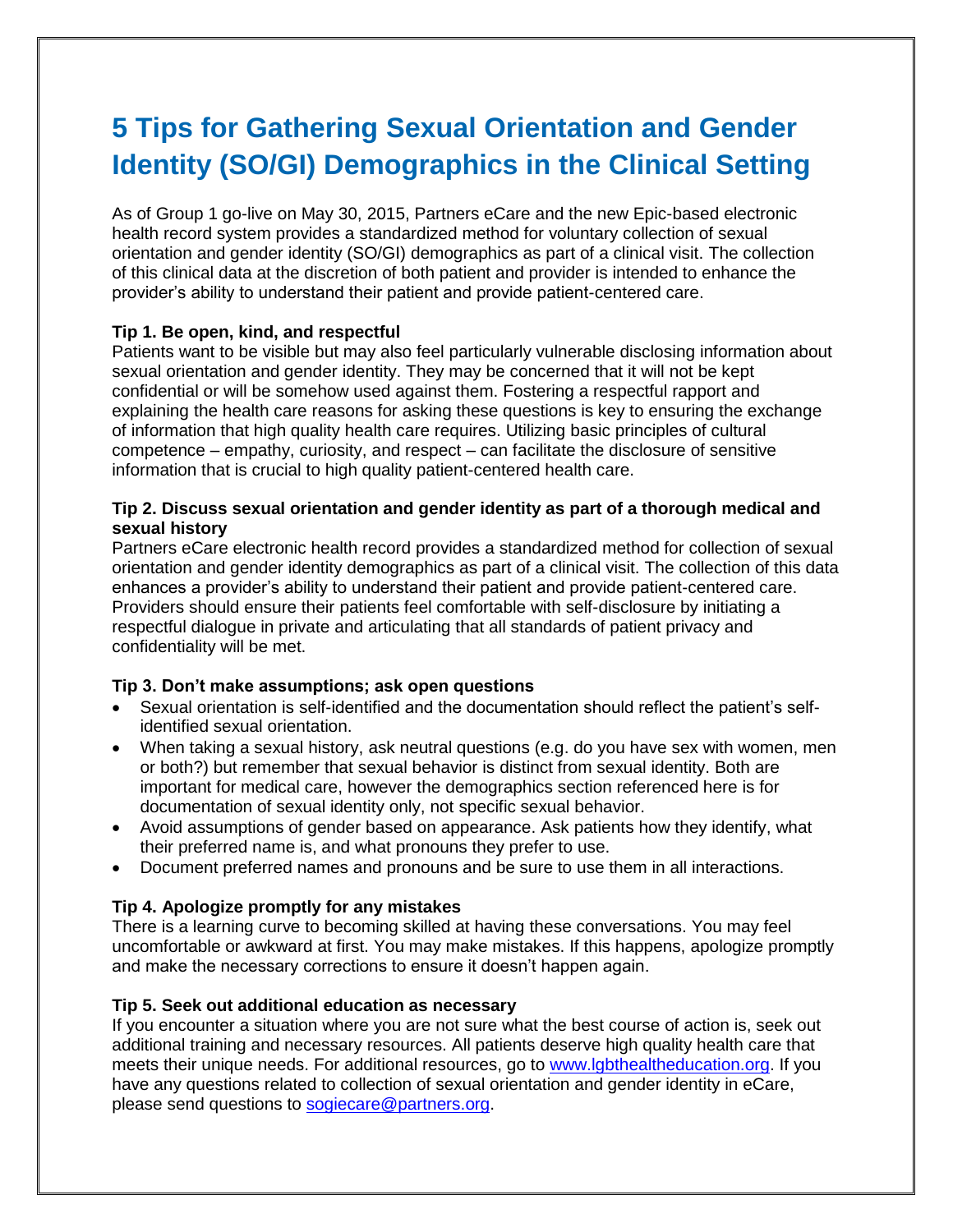# 5 Tips for Gathering Sexual Orientation and Gender Identity (SO/GI) Demographics in the Clinical Setting

As of Group 1 go-live on May 30, 2015, Partners eCare and the new Epic-based electronic health record system provides a standardized method for voluntary collection of sexual orientation and gender identity (SO/GI) demographics as part of a clinical visit. The collection of this clinical data at the discretion of both patient and provider is intended to enhance the provider's ability to understand their patient and provide patient-centered care.

**Tip 1. Be open, kind, and respectful**

Patients want to be visible but may also feel particularly vulnerable disclosing information about sexual orientation and gender identity. They may be concerned that it will not be kept confidential or will be somehow used against them. Fostering a respectful rapport and explaining the health care reasons for asking these questions is key to ensuring the exchange of information that high quality health care requires. Utilizing basic principles of cultural competence – empathy, curiosity, and respect – can facilitate the disclosure of sensitive information that is crucial to high quality patient-centered health care.

**Tip 2. Discuss sexual orientation and gender identity as part of a thorough medical and sexual history**

Partners eCare electronic health record provides a standardized method for collection of sexual orientation and gender identity demographics as part of a clinical visit. The collection of this data enhances a provider's ability to understand their patient and provide patient-centered care. Providers should ensure their patients feel comfortable with self-disclosure by initiating a respectful dialogue in private and articulating that all standards of patient privacy and confidentiality will be met.

**Tip 3. Don't make assumptions; ask open questions**

- Sexual orientation is self-identified and the documentation should reflect the patient's self-identified sexual orientation.
- When taking a sexual history, ask neutral questions (e.g. do you have sex with women, men or both?) but remember that sexual behavior is distinct from sexual identity. Both are important for medical care, however the demographics section referenced here is for documentation of sexual identity only, not specific sexual behavior.
- Avoid assumptions of gender based on appearance. Ask patients how they identify, what their preferred name is, and what pronouns they prefer to use.
- Document preferred names and pronouns and be sure to use them in all interactions.

**Tip 4. Apologize promptly for any mistakes**

There is a learning curve to becoming skilled at having these conversations. You may feel uncomfortable or awkward at first. You may make mistakes. If this happens, apologize promptly and make the necessary corrections to ensure it doesn't happen again.

**Tip 5. Seek out additional education as necessary**

If you encounter a situation where you are not sure what the best course of action is, seek out additional training and necessary resources. All patients deserve high quality health care that meets their unique needs. For additional resources, go to www.lgbthealtheducation.org. If you have any questions related to collection of sexual orientation and gender identity in eCare, please send questions to sogiecare@partners.org.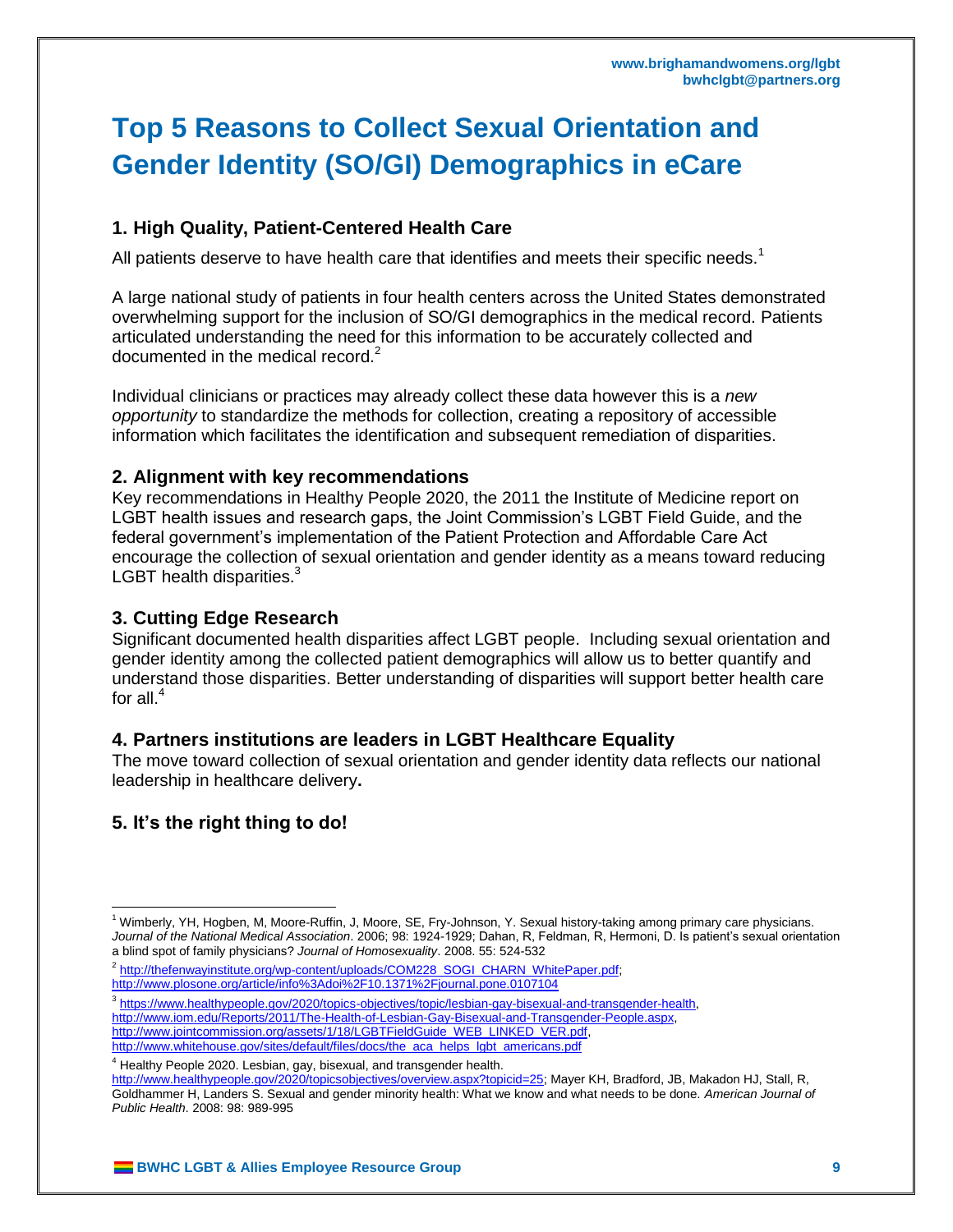# Top 5 Reasons to Collect Sexual Orientation and Gender Identity (SO/GI) Demographics in eCare

## 1. High Quality, Patient-Centered Health Care

All patients deserve to have health care that identifies and meets their specific needs.[1]

A large national study of patients in four health centers across the United States demonstrated overwhelming support for the inclusion of SO/GI demographics in the medical record. Patients articulated understanding the need for this information to be accurately collected and documented in the medical record.[2]

Individual clinicians or practices may already collect these data however this is a *new opportunity* to standardize the methods for collection, creating a repository of accessible information which facilitates the identification and subsequent remediation of disparities.

## 2. Alignment with key recommendations

Key recommendations in Healthy People 2020, the 2011 the Institute of Medicine report on LGBT health issues and research gaps, the Joint Commission's LGBT Field Guide, and the federal government's implementation of the Patient Protection and Affordable Care Act encourage the collection of sexual orientation and gender identity as a means toward reducing LGBT health disparities.[3]

## 3. Cutting Edge Research

Significant documented health disparities affect LGBT people. Including sexual orientation and gender identity among the collected patient demographics will allow us to better quantify and understand those disparities. Better understanding of disparities will support better health care for all.[4]

## 4. Partners institutions are leaders in LGBT Healthcare Equality

The move toward collection of sexual orientation and gender identity data reflects our national leadership in healthcare delivery**.**

## 5. It's the right thing to do!

---

[1] Wimberly, YH, Hogben, M, Moore-Ruffin, J, Moore, SE, Fry-Johnson, Y. Sexual history-taking among primary care physicians. *Journal of the National Medical Association*. 2006; 98: 1924-1929; Dahan, R, Feldman, R, Hermoni, D. Is patient's sexual orientation a blind spot of family physicians? *Journal of Homosexuality*. 2008. 55: 524-532

[2] http://thefenwayinstitute.org/wp-content/uploads/COM228_SOGI_CHARN_WhitePaper.pdf; http://www.plosone.org/article/info%3Adoi%2F10.1371%2Fjournal.pone.0107104

[3] https://www.healthypeople.gov/2020/topics-objectives/topic/lesbian-gay-bisexual-and-transgender-health, http://www.iom.edu/Reports/2011/The-Health-of-Lesbian-Gay-Bisexual-and-Transgender-People.aspx, http://www.jointcommission.org/assets/1/18/LGBTFieldGuide_WEB_LINKED_VER.pdf, http://www.whitehouse.gov/sites/default/files/docs/the_aca_helps_lgbt_americans.pdf

[4] Healthy People 2020. Lesbian, gay, bisexual, and transgender health. http://www.healthypeople.gov/2020/topicsobjectives/overview.aspx?topicid=25; Mayer KH, Bradford, JB, Makadon HJ, Stall, R, Goldhammer H, Landers S. Sexual and gender minority health: What we know and what needs to be done. *American Journal of Public Health*. 2008: 98: 989-995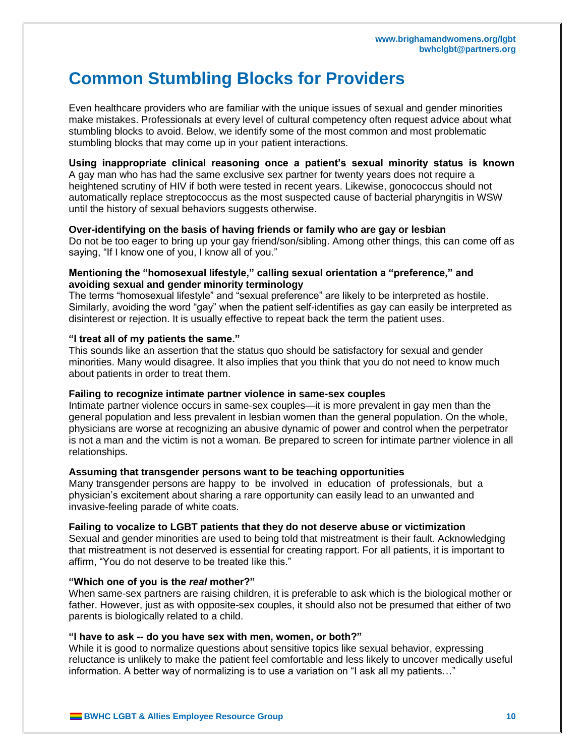# Common Stumbling Blocks for Providers

Even healthcare providers who are familiar with the unique issues of sexual and gender minorities make mistakes. Professionals at every level of cultural competency often request advice about what stumbling blocks to avoid. Below, we identify some of the most common and most problematic stumbling blocks that may come up in your patient interactions.

**Using inappropriate clinical reasoning once a patient's sexual minority status is known**
A gay man who has had the same exclusive sex partner for twenty years does not require a heightened scrutiny of HIV if both were tested in recent years. Likewise, gonococcus should not automatically replace streptococcus as the most suspected cause of bacterial pharyngitis in WSW until the history of sexual behaviors suggests otherwise.

**Over-identifying on the basis of having friends or family who are gay or lesbian**
Do not be too eager to bring up your gay friend/son/sibling. Among other things, this can come off as saying, "If I know one of you, I know all of you."

**Mentioning the "homosexual lifestyle," calling sexual orientation a "preference," and avoiding sexual and gender minority terminology**
The terms "homosexual lifestyle" and "sexual preference" are likely to be interpreted as hostile. Similarly, avoiding the word "gay" when the patient self-identifies as gay can easily be interpreted as disinterest or rejection. It is usually effective to repeat back the term the patient uses.

**"I treat all of my patients the same."**
This sounds like an assertion that the status quo should be satisfactory for sexual and gender minorities. Many would disagree. It also implies that you think that you do not need to know much about patients in order to treat them.

**Failing to recognize intimate partner violence in same-sex couples**
Intimate partner violence occurs in same-sex couples—it is more prevalent in gay men than the general population and less prevalent in lesbian women than the general population. On the whole, physicians are worse at recognizing an abusive dynamic of power and control when the perpetrator is not a man and the victim is not a woman. Be prepared to screen for intimate partner violence in all relationships.

**Assuming that transgender persons want to be teaching opportunities**
Many transgender persons are happy to be involved in education of professionals, but a physician's excitement about sharing a rare opportunity can easily lead to an unwanted and invasive-feeling parade of white coats.

**Failing to vocalize to LGBT patients that they do not deserve abuse or victimization**
Sexual and gender minorities are used to being told that mistreatment is their fault. Acknowledging that mistreatment is not deserved is essential for creating rapport. For all patients, it is important to affirm, "You do not deserve to be treated like this."

**"Which one of you is the *real* mother?"**
When same-sex partners are raising children, it is preferable to ask which is the biological mother or father. However, just as with opposite-sex couples, it should also not be presumed that either of two parents is biologically related to a child.

**"I have to ask -- do you have sex with men, women, or both?"**
While it is good to normalize questions about sensitive topics like sexual behavior, expressing reluctance is unlikely to make the patient feel comfortable and less likely to uncover medically useful information. A better way of normalizing is to use a variation on "I ask all my patients…"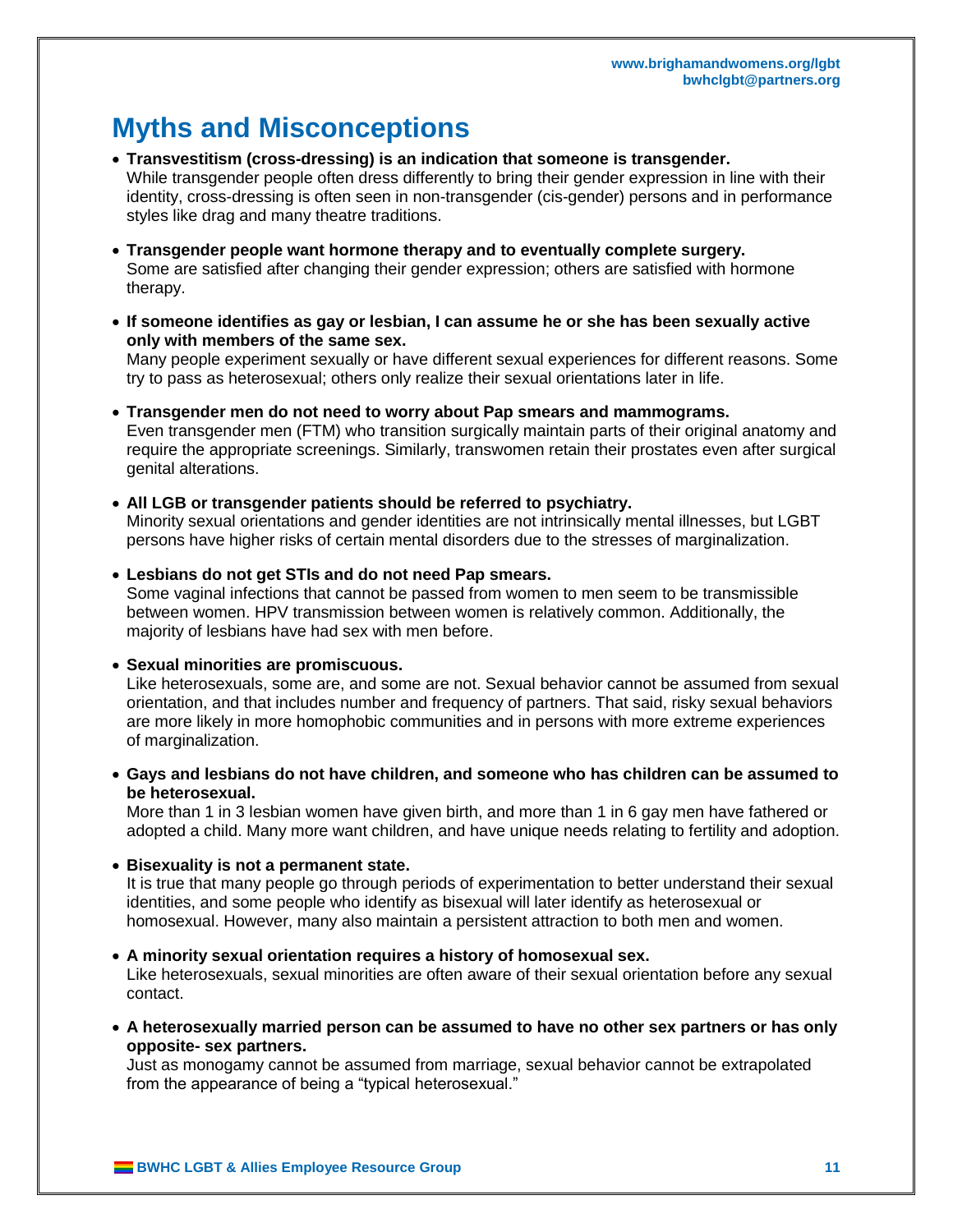# Myths and Misconceptions

- **Transvestitism (cross-dressing) is an indication that someone is transgender.**
  While transgender people often dress differently to bring their gender expression in line with their identity, cross-dressing is often seen in non-transgender (cis-gender) persons and in performance styles like drag and many theatre traditions.

- **Transgender people want hormone therapy and to eventually complete surgery.**
  Some are satisfied after changing their gender expression; others are satisfied with hormone therapy.

- **If someone identifies as gay or lesbian, I can assume he or she has been sexually active only with members of the same sex.**
  Many people experiment sexually or have different sexual experiences for different reasons. Some try to pass as heterosexual; others only realize their sexual orientations later in life.

- **Transgender men do not need to worry about Pap smears and mammograms.**
  Even transgender men (FTM) who transition surgically maintain parts of their original anatomy and require the appropriate screenings. Similarly, transwomen retain their prostates even after surgical genital alterations.

- **All LGB or transgender patients should be referred to psychiatry.**
  Minority sexual orientations and gender identities are not intrinsically mental illnesses, but LGBT persons have higher risks of certain mental disorders due to the stresses of marginalization.

- **Lesbians do not get STIs and do not need Pap smears.**
  Some vaginal infections that cannot be passed from women to men seem to be transmissible between women. HPV transmission between women is relatively common. Additionally, the majority of lesbians have had sex with men before.

- **Sexual minorities are promiscuous.**
  Like heterosexuals, some are, and some are not. Sexual behavior cannot be assumed from sexual orientation, and that includes number and frequency of partners. That said, risky sexual behaviors are more likely in more homophobic communities and in persons with more extreme experiences of marginalization.

- **Gays and lesbians do not have children, and someone who has children can be assumed to be heterosexual.**
  More than 1 in 3 lesbian women have given birth, and more than 1 in 6 gay men have fathered or adopted a child. Many more want children, and have unique needs relating to fertility and adoption.

- **Bisexuality is not a permanent state.**
  It is true that many people go through periods of experimentation to better understand their sexual identities, and some people who identify as bisexual will later identify as heterosexual or homosexual. However, many also maintain a persistent attraction to both men and women.

- **A minority sexual orientation requires a history of homosexual sex.**
  Like heterosexuals, sexual minorities are often aware of their sexual orientation before any sexual contact.

- **A heterosexually married person can be assumed to have no other sex partners or has only opposite- sex partners.**
  Just as monogamy cannot be assumed from marriage, sexual behavior cannot be extrapolated from the appearance of being a "typical heterosexual."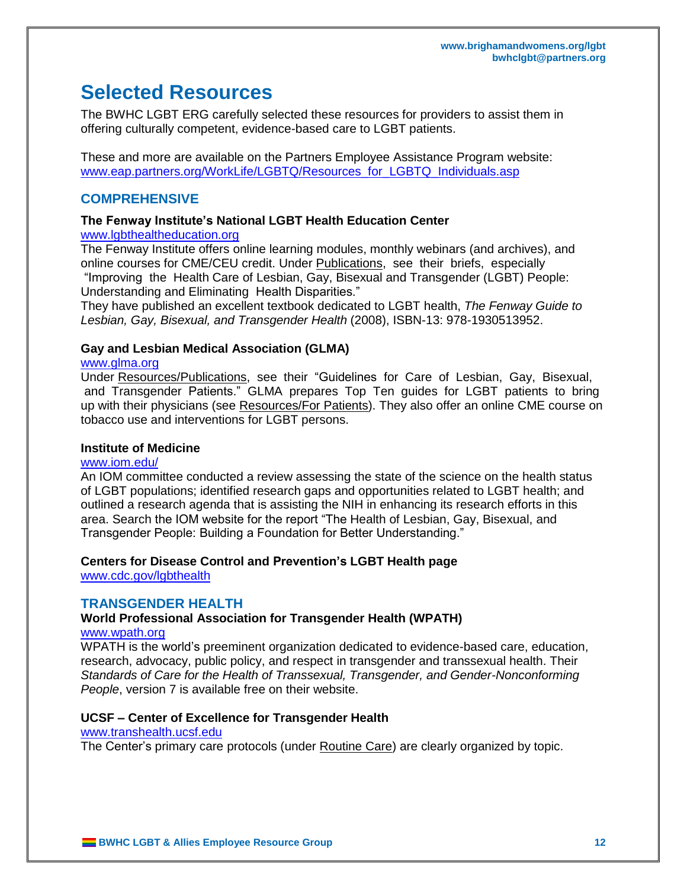# Selected Resources

The BWHC LGBT ERG carefully selected these resources for providers to assist them in offering culturally competent, evidence-based care to LGBT patients.

These and more are available on the Partners Employee Assistance Program website: www.eap.partners.org/WorkLife/LGBTQ/Resources_for_LGBTQ_Individuals.asp

## COMPREHENSIVE

**The Fenway Institute's National LGBT Health Education Center**
www.lgbthealtheducation.org
The Fenway Institute offers online learning modules, monthly webinars (and archives), and online courses for CME/CEU credit. Under Publications, see their briefs, especially "Improving the Health Care of Lesbian, Gay, Bisexual and Transgender (LGBT) People: Understanding and Eliminating Health Disparities."
They have published an excellent textbook dedicated to LGBT health, *The Fenway Guide to Lesbian, Gay, Bisexual, and Transgender Health* (2008), ISBN-13: 978-1930513952.

**Gay and Lesbian Medical Association (GLMA)**
www.glma.org
Under Resources/Publications, see their "Guidelines for Care of Lesbian, Gay, Bisexual, and Transgender Patients." GLMA prepares Top Ten guides for LGBT patients to bring up with their physicians (see Resources/For Patients). They also offer an online CME course on tobacco use and interventions for LGBT persons.

**Institute of Medicine**
www.iom.edu/
An IOM committee conducted a review assessing the state of the science on the health status of LGBT populations; identified research gaps and opportunities related to LGBT health; and outlined a research agenda that is assisting the NIH in enhancing its research efforts in this area. Search the IOM website for the report "The Health of Lesbian, Gay, Bisexual, and Transgender People: Building a Foundation for Better Understanding."

**Centers for Disease Control and Prevention's LGBT Health page**
www.cdc.gov/lgbthealth

## TRANSGENDER HEALTH

**World Professional Association for Transgender Health (WPATH)**
www.wpath.org
WPATH is the world's preeminent organization dedicated to evidence-based care, education, research, advocacy, public policy, and respect in transgender and transsexual health. Their *Standards of Care for the Health of Transsexual, Transgender, and Gender-Nonconforming People*, version 7 is available free on their website.

**UCSF – Center of Excellence for Transgender Health**
www.transhealth.ucsf.edu
The Center's primary care protocols (under Routine Care) are clearly organized by topic.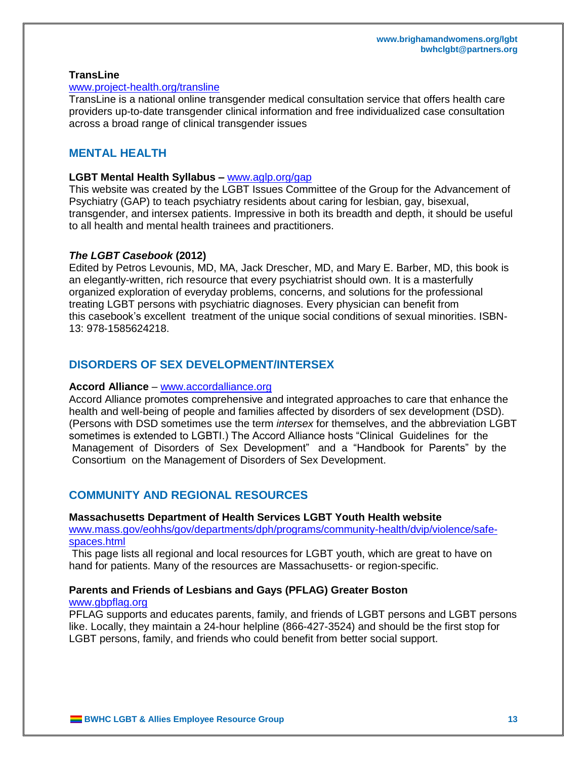**TransLine**

www.project-health.org/transline

TransLine is a national online transgender medical consultation service that offers health care providers up-to-date transgender clinical information and free individualized case consultation across a broad range of clinical transgender issues

## MENTAL HEALTH

**LGBT Mental Health Syllabus –** www.aglp.org/gap

This website was created by the LGBT Issues Committee of the Group for the Advancement of Psychiatry (GAP) to teach psychiatry residents about caring for lesbian, gay, bisexual, transgender, and intersex patients. Impressive in both its breadth and depth, it should be useful to all health and mental health trainees and practitioners.

***The LGBT Casebook*** **(2012)**

Edited by Petros Levounis, MD, MA, Jack Drescher, MD, and Mary E. Barber, MD, this book is an elegantly-written, rich resource that every psychiatrist should own. It is a masterfully organized exploration of everyday problems, concerns, and solutions for the professional treating LGBT persons with psychiatric diagnoses. Every physician can benefit from this casebook's excellent treatment of the unique social conditions of sexual minorities. ISBN-13: 978-1585624218.

## DISORDERS OF SEX DEVELOPMENT/INTERSEX

**Accord Alliance** – www.accordalliance.org

Accord Alliance promotes comprehensive and integrated approaches to care that enhance the health and well-being of people and families affected by disorders of sex development (DSD). (Persons with DSD sometimes use the term *intersex* for themselves, and the abbreviation LGBT sometimes is extended to LGBTI.) The Accord Alliance hosts "Clinical Guidelines for the Management of Disorders of Sex Development" and a "Handbook for Parents" by the Consortium on the Management of Disorders of Sex Development.

## COMMUNITY AND REGIONAL RESOURCES

**Massachusetts Department of Health Services LGBT Youth Health website**

www.mass.gov/eohhs/gov/departments/dph/programs/community-health/dvip/violence/safe-spaces.html

This page lists all regional and local resources for LGBT youth, which are great to have on hand for patients. Many of the resources are Massachusetts- or region-specific.

**Parents and Friends of Lesbians and Gays (PFLAG) Greater Boston**

www.gbpflag.org

PFLAG supports and educates parents, family, and friends of LGBT persons and LGBT persons like. Locally, they maintain a 24-hour helpline (866-427-3524) and should be the first stop for LGBT persons, family, and friends who could benefit from better social support.